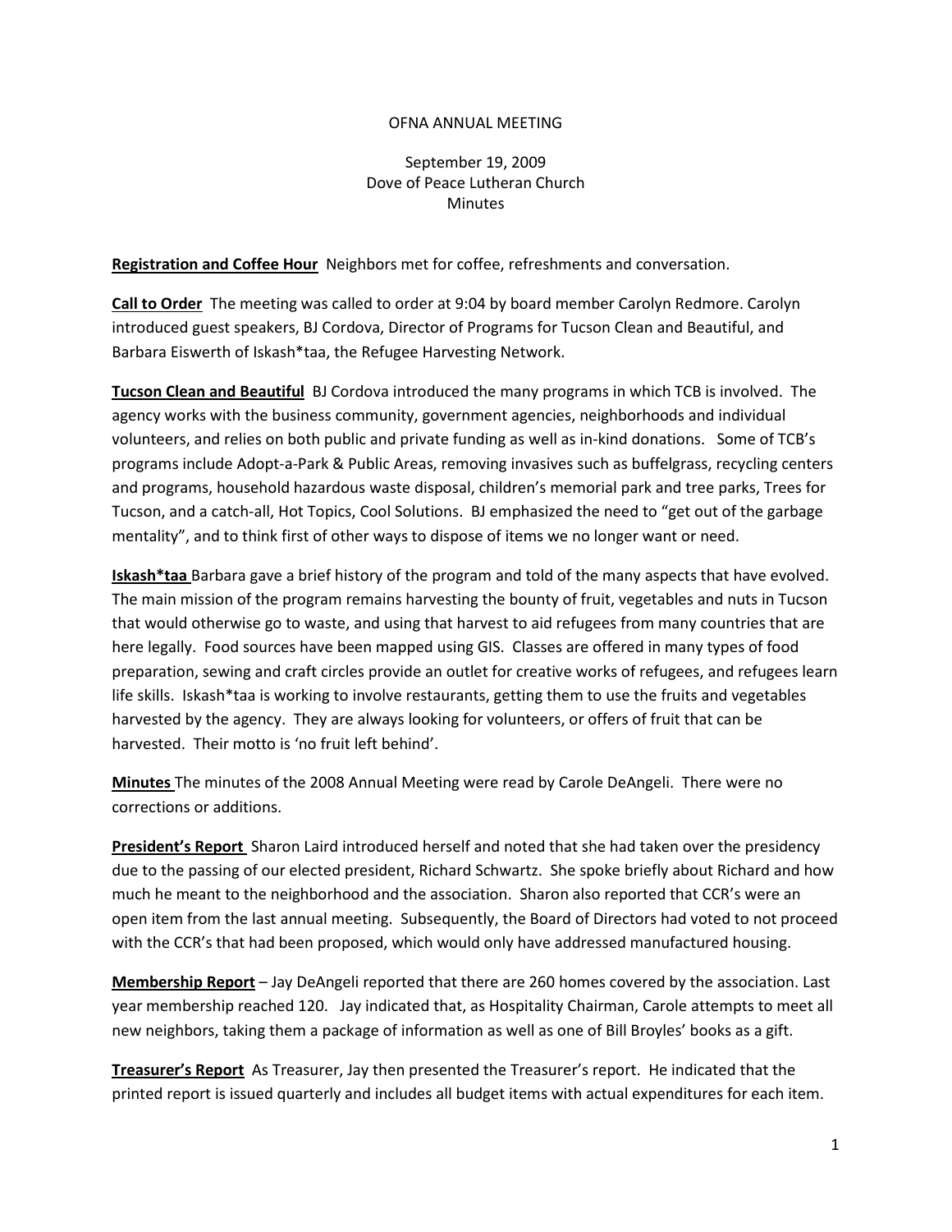OFNA ANNUAL MEETING

September 19, 2009
Dove of Peace Lutheran Church
Minutes

**Registration and Coffee Hour** Neighbors met for coffee, refreshments and conversation.

**Call to Order** The meeting was called to order at 9:04 by board member Carolyn Redmore. Carolyn introduced guest speakers, BJ Cordova, Director of Programs for Tucson Clean and Beautiful, and Barbara Eiswerth of Iskash*taa, the Refugee Harvesting Network.

**Tucson Clean and Beautiful** BJ Cordova introduced the many programs in which TCB is involved. The agency works with the business community, government agencies, neighborhoods and individual volunteers, and relies on both public and private funding as well as in-kind donations. Some of TCB's programs include Adopt-a-Park & Public Areas, removing invasives such as buffelgrass, recycling centers and programs, household hazardous waste disposal, children's memorial park and tree parks, Trees for Tucson, and a catch-all, Hot Topics, Cool Solutions. BJ emphasized the need to "get out of the garbage mentality", and to think first of other ways to dispose of items we no longer want or need.

**Iskash*taa** Barbara gave a brief history of the program and told of the many aspects that have evolved. The main mission of the program remains harvesting the bounty of fruit, vegetables and nuts in Tucson that would otherwise go to waste, and using that harvest to aid refugees from many countries that are here legally. Food sources have been mapped using GIS. Classes are offered in many types of food preparation, sewing and craft circles provide an outlet for creative works of refugees, and refugees learn life skills. Iskash*taa is working to involve restaurants, getting them to use the fruits and vegetables harvested by the agency. They are always looking for volunteers, or offers of fruit that can be harvested. Their motto is 'no fruit left behind'.

**Minutes** The minutes of the 2008 Annual Meeting were read by Carole DeAngeli. There were no corrections or additions.

**President's Report** Sharon Laird introduced herself and noted that she had taken over the presidency due to the passing of our elected president, Richard Schwartz. She spoke briefly about Richard and how much he meant to the neighborhood and the association. Sharon also reported that CCR's were an open item from the last annual meeting. Subsequently, the Board of Directors had voted to not proceed with the CCR's that had been proposed, which would only have addressed manufactured housing.

**Membership Report** – Jay DeAngeli reported that there are 260 homes covered by the association. Last year membership reached 120. Jay indicated that, as Hospitality Chairman, Carole attempts to meet all new neighbors, taking them a package of information as well as one of Bill Broyles' books as a gift.

**Treasurer's Report** As Treasurer, Jay then presented the Treasurer's report. He indicated that the printed report is issued quarterly and includes all budget items with actual expenditures for each item.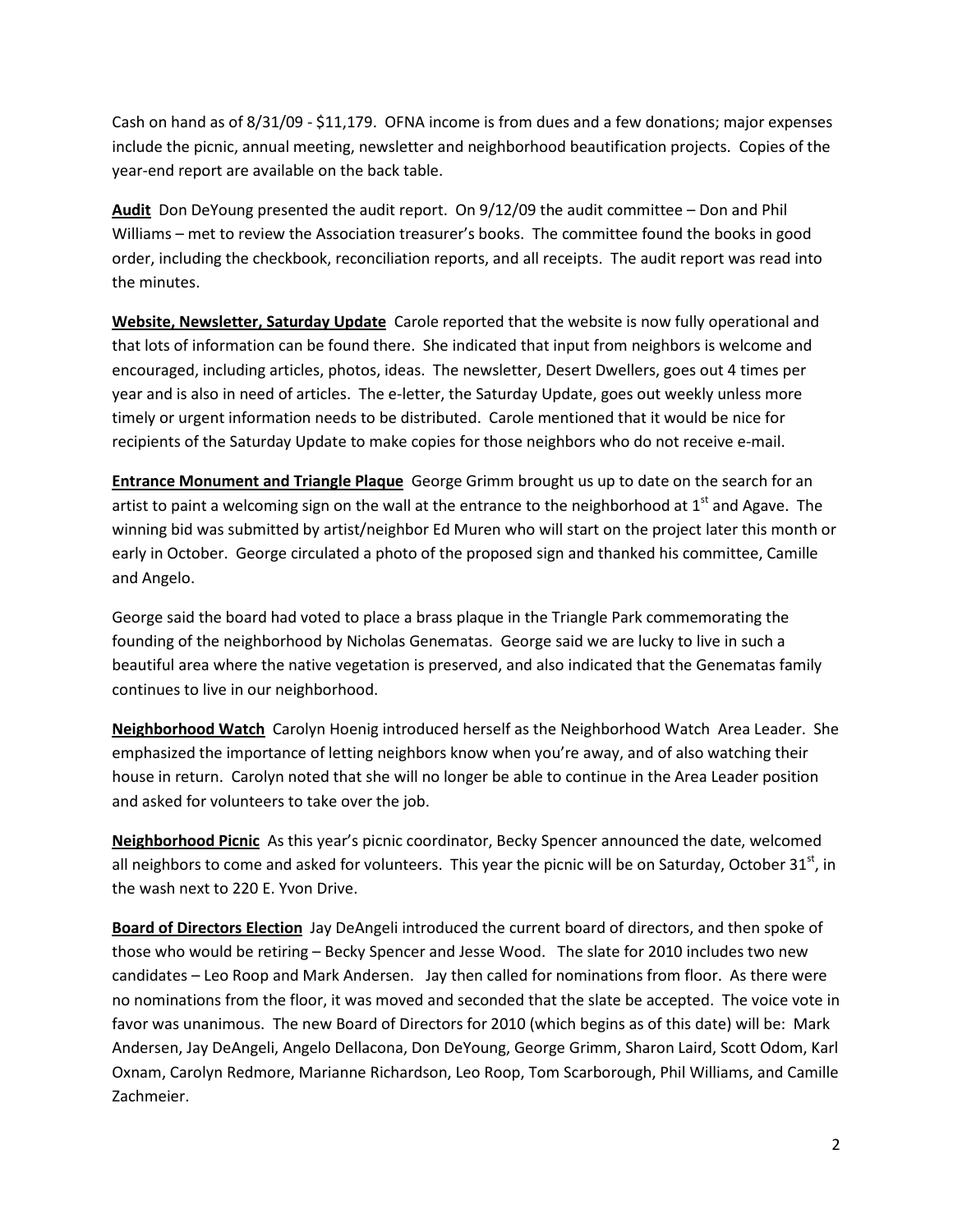Cash on hand as of 8/31/09 - $11,179. OFNA income is from dues and a few donations; major expenses include the picnic, annual meeting, newsletter and neighborhood beautification projects. Copies of the year-end report are available on the back table.

**Audit** Don DeYoung presented the audit report. On 9/12/09 the audit committee – Don and Phil Williams – met to review the Association treasurer's books. The committee found the books in good order, including the checkbook, reconciliation reports, and all receipts. The audit report was read into the minutes.

**Website, Newsletter, Saturday Update** Carole reported that the website is now fully operational and that lots of information can be found there. She indicated that input from neighbors is welcome and encouraged, including articles, photos, ideas. The newsletter, Desert Dwellers, goes out 4 times per year and is also in need of articles. The e-letter, the Saturday Update, goes out weekly unless more timely or urgent information needs to be distributed. Carole mentioned that it would be nice for recipients of the Saturday Update to make copies for those neighbors who do not receive e-mail.

**Entrance Monument and Triangle Plaque** George Grimm brought us up to date on the search for an artist to paint a welcoming sign on the wall at the entrance to the neighborhood at 1st and Agave. The winning bid was submitted by artist/neighbor Ed Muren who will start on the project later this month or early in October. George circulated a photo of the proposed sign and thanked his committee, Camille and Angelo.

George said the board had voted to place a brass plaque in the Triangle Park commemorating the founding of the neighborhood by Nicholas Genematas. George said we are lucky to live in such a beautiful area where the native vegetation is preserved, and also indicated that the Genematas family continues to live in our neighborhood.

**Neighborhood Watch** Carolyn Hoenig introduced herself as the Neighborhood Watch Area Leader. She emphasized the importance of letting neighbors know when you're away, and of also watching their house in return. Carolyn noted that she will no longer be able to continue in the Area Leader position and asked for volunteers to take over the job.

**Neighborhood Picnic** As this year's picnic coordinator, Becky Spencer announced the date, welcomed all neighbors to come and asked for volunteers. This year the picnic will be on Saturday, October 31st, in the wash next to 220 E. Yvon Drive.

**Board of Directors Election** Jay DeAngeli introduced the current board of directors, and then spoke of those who would be retiring – Becky Spencer and Jesse Wood. The slate for 2010 includes two new candidates – Leo Roop and Mark Andersen. Jay then called for nominations from floor. As there were no nominations from the floor, it was moved and seconded that the slate be accepted. The voice vote in favor was unanimous. The new Board of Directors for 2010 (which begins as of this date) will be: Mark Andersen, Jay DeAngeli, Angelo Dellacona, Don DeYoung, George Grimm, Sharon Laird, Scott Odom, Karl Oxnam, Carolyn Redmore, Marianne Richardson, Leo Roop, Tom Scarborough, Phil Williams, and Camille Zachmeier.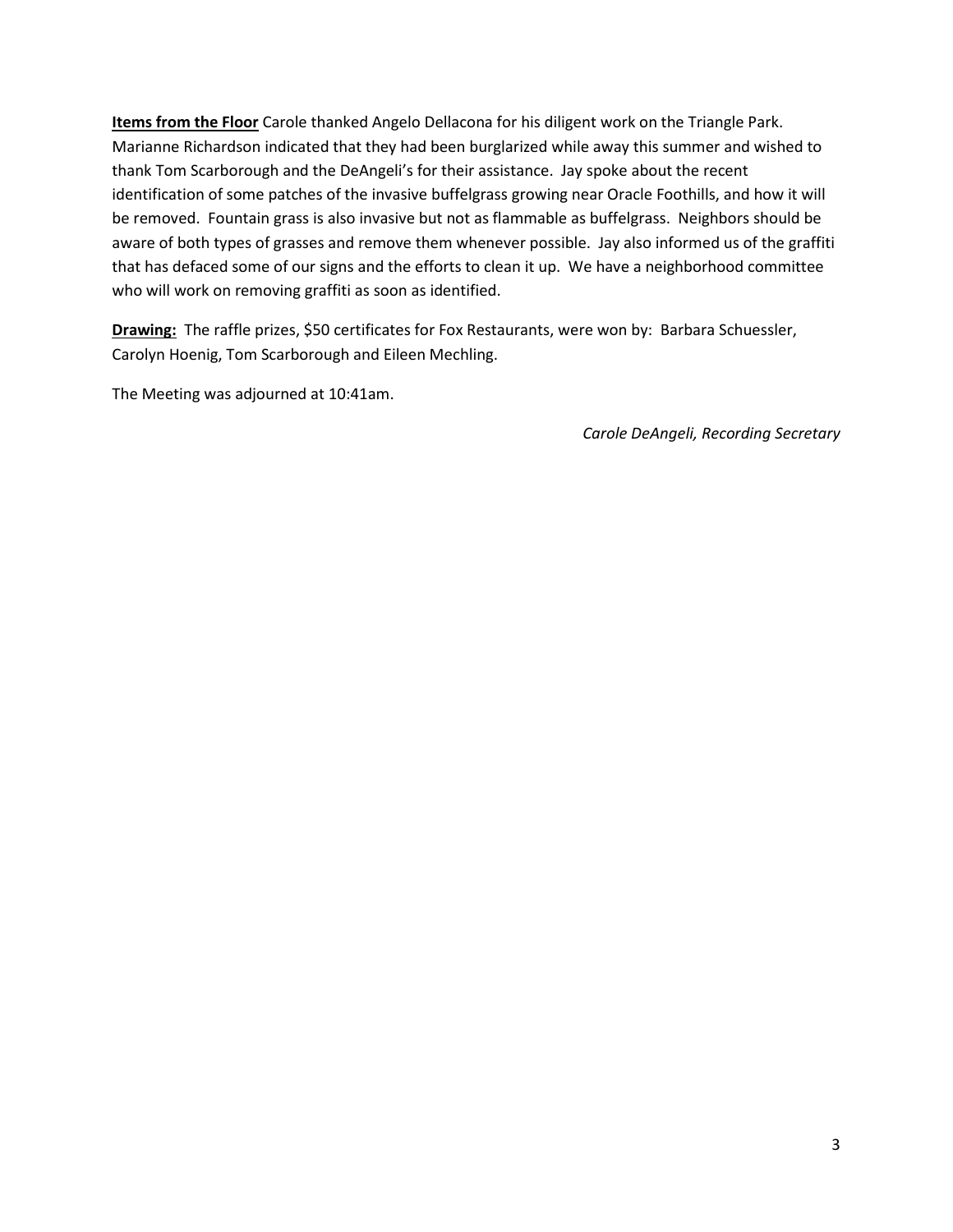**Items from the Floor** Carole thanked Angelo Dellacona for his diligent work on the Triangle Park. Marianne Richardson indicated that they had been burglarized while away this summer and wished to thank Tom Scarborough and the DeAngeli's for their assistance. Jay spoke about the recent identification of some patches of the invasive buffelgrass growing near Oracle Foothills, and how it will be removed. Fountain grass is also invasive but not as flammable as buffelgrass. Neighbors should be aware of both types of grasses and remove them whenever possible. Jay also informed us of the graffiti that has defaced some of our signs and the efforts to clean it up. We have a neighborhood committee who will work on removing graffiti as soon as identified.

**Drawing:** The raffle prizes, $50 certificates for Fox Restaurants, were won by: Barbara Schuessler, Carolyn Hoenig, Tom Scarborough and Eileen Mechling.

The Meeting was adjourned at 10:41am.

*Carole DeAngeli, Recording Secretary*